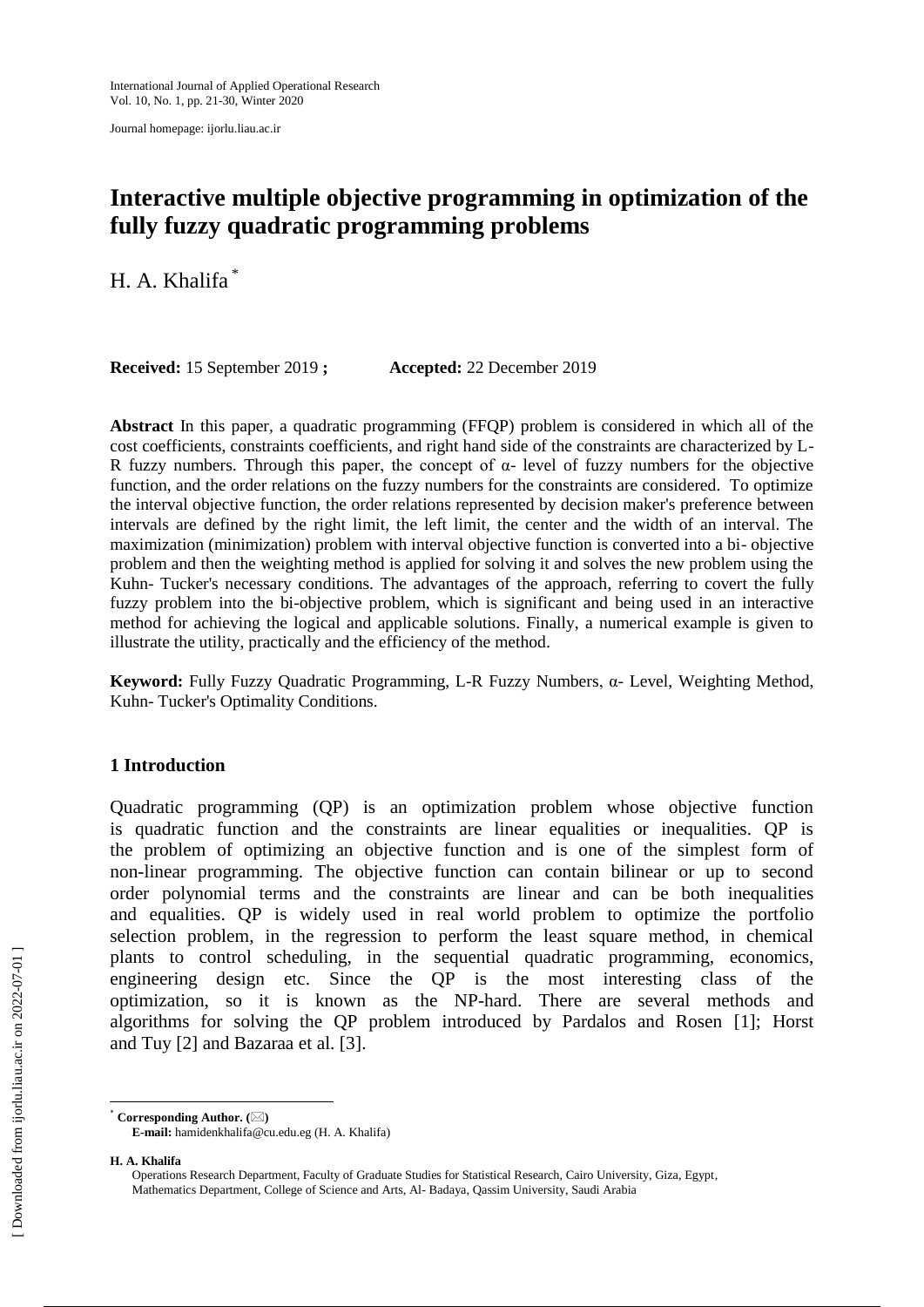# Interactive multiple objective programming in optimization of the fully fuzzy quadratic programming problems

H. A. Khalifa [*]

**Received:** 15 September 2019 **;** **Accepted:** 22 December 2019

**Abstract** In this paper, a quadratic programming (FFQP) problem is considered in which all of the cost coefficients, constraints coefficients, and right hand side of the constraints are characterized by L-R fuzzy numbers. Through this paper, the concept of α- level of fuzzy numbers for the objective function, and the order relations on the fuzzy numbers for the constraints are considered. To optimize the interval objective function, the order relations represented by decision maker's preference between intervals are defined by the right limit, the left limit, the center and the width of an interval. The maximization (minimization) problem with interval objective function is converted into a bi- objective problem and then the weighting method is applied for solving it and solves the new problem using the Kuhn- Tucker's necessary conditions. The advantages of the approach, referring to covert the fully fuzzy problem into the bi-objective problem, which is significant and being used in an interactive method for achieving the logical and applicable solutions. Finally, a numerical example is given to illustrate the utility, practically and the efficiency of the method.

**Keyword:** Fully Fuzzy Quadratic Programming, L-R Fuzzy Numbers, α- Level, Weighting Method, Kuhn- Tucker's Optimality Conditions.

## 1 Introduction

Quadratic programming (QP) is an optimization problem whose objective function is quadratic function and the constraints are linear equalities or inequalities. QP is the problem of optimizing an objective function and is one of the simplest form of non-linear programming. The objective function can contain bilinear or up to second order polynomial terms and the constraints are linear and can be both inequalities and equalities. QP is widely used in real world problem to optimize the portfolio selection problem, in the regression to perform the least square method, in chemical plants to control scheduling, in the sequential quadratic programming, economics, engineering design etc. Since the QP is the most interesting class of the optimization, so it is known as the NP-hard. There are several methods and algorithms for solving the QP problem introduced by Pardalos and Rosen [1]; Horst and Tuy [2] and Bazaraa et al. [3].

---

[*] **Corresponding Author.** (✉)
**E-mail:** hamidenkhalifa@cu.edu.eg (H. A. Khalifa)

**H. A. Khalifa**
Operations Research Department, Faculty of Graduate Studies for Statistical Research, Cairo University, Giza, Egypt,
Mathematics Department, College of Science and Arts, Al- Badaya, Qassim University, Saudi Arabia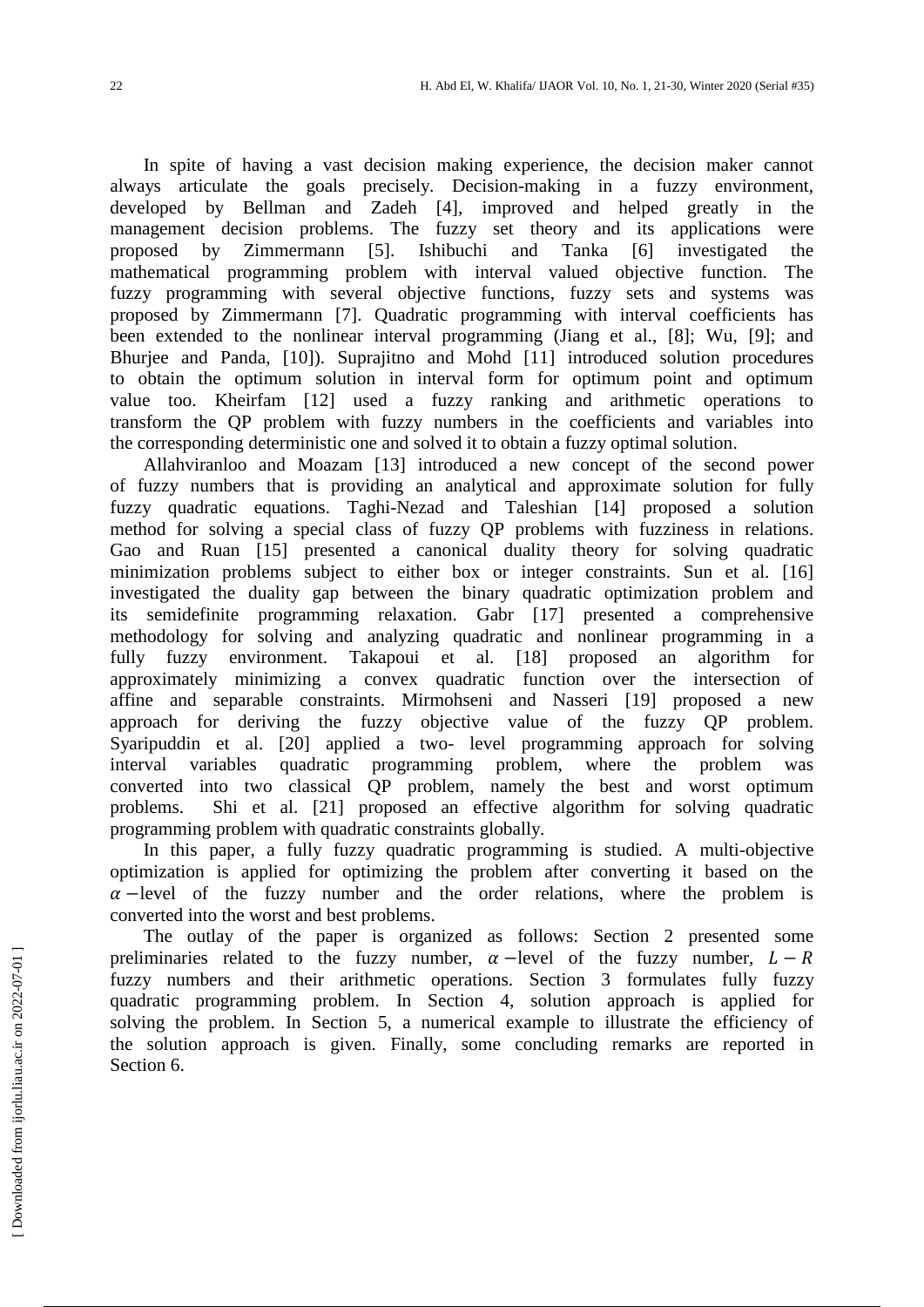In spite of having a vast decision making experience, the decision maker cannot always articulate the goals precisely. Decision-making in a fuzzy environment, developed by Bellman and Zadeh [4], improved and helped greatly in the management decision problems. The fuzzy set theory and its applications were proposed by Zimmermann [5]. Ishibuchi and Tanka [6] investigated the mathematical programming problem with interval valued objective function. The fuzzy programming with several objective functions, fuzzy sets and systems was proposed by Zimmermann [7]. Quadratic programming with interval coefficients has been extended to the nonlinear interval programming (Jiang et al., [8]; Wu, [9]; and Bhurjee and Panda, [10]). Suprajitno and Mohd [11] introduced solution procedures to obtain the optimum solution in interval form for optimum point and optimum value too. Kheirfam [12] used a fuzzy ranking and arithmetic operations to transform the QP problem with fuzzy numbers in the coefficients and variables into the corresponding deterministic one and solved it to obtain a fuzzy optimal solution.

Allahviranloo and Moazam [13] introduced a new concept of the second power of fuzzy numbers that is providing an analytical and approximate solution for fully fuzzy quadratic equations. Taghi-Nezad and Taleshian [14] proposed a solution method for solving a special class of fuzzy QP problems with fuzziness in relations. Gao and Ruan [15] presented a canonical duality theory for solving quadratic minimization problems subject to either box or integer constraints. Sun et al. [16] investigated the duality gap between the binary quadratic optimization problem and its semidefinite programming relaxation. Gabr [17] presented a comprehensive methodology for solving and analyzing quadratic and nonlinear programming in a fully fuzzy environment. Takapoui et al. [18] proposed an algorithm for approximately minimizing a convex quadratic function over the intersection of affine and separable constraints. Mirmohseni and Nasseri [19] proposed a new approach for deriving the fuzzy objective value of the fuzzy QP problem. Syaripuddin et al. [20] applied a two- level programming approach for solving interval variables quadratic programming problem, where the problem was converted into two classical QP problem, namely the best and worst optimum problems. Shi et al. [21] proposed an effective algorithm for solving quadratic programming problem with quadratic constraints globally.

In this paper, a fully fuzzy quadratic programming is studied. A multi-objective optimization is applied for optimizing the problem after converting it based on the $\alpha$ −level of the fuzzy number and the order relations, where the problem is converted into the worst and best problems.

The outlay of the paper is organized as follows: Section 2 presented some preliminaries related to the fuzzy number, $\alpha$ −level of the fuzzy number, $L-R$ fuzzy numbers and their arithmetic operations. Section 3 formulates fully fuzzy quadratic programming problem. In Section 4, solution approach is applied for solving the problem. In Section 5, a numerical example to illustrate the efficiency of the solution approach is given. Finally, some concluding remarks are reported in Section 6.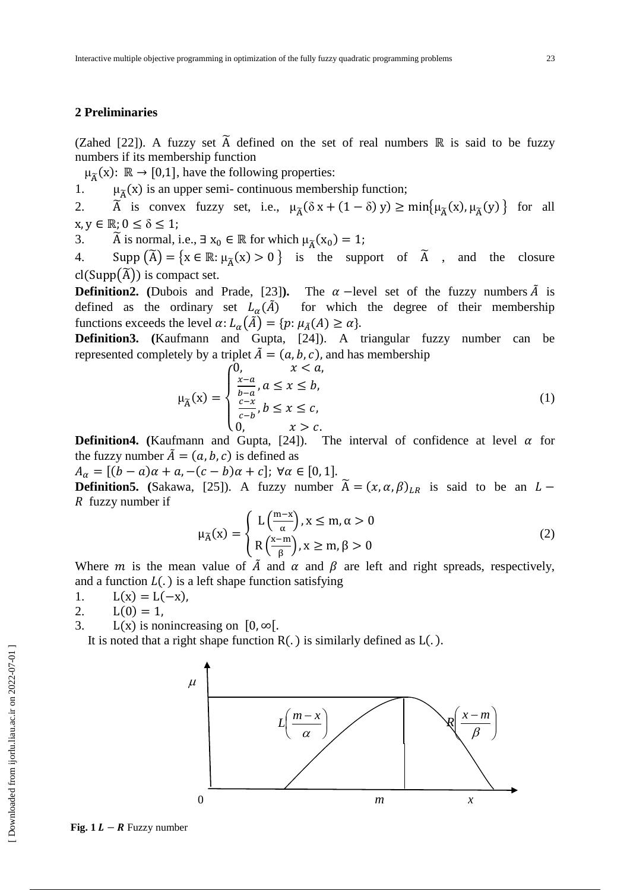## 2 Preliminaries

(Zahed [22]). A fuzzy set $\widetilde{A}$ defined on the set of real numbers $\mathbb{R}$ is said to be fuzzy numbers if its membership function

$\mu_{\widetilde{A}}(x)$: $\mathbb{R} \rightarrow [0,1]$, have the following properties:

1. $\mu_{\widetilde{A}}(x)$ is an upper semi- continuous membership function;
2. $\widetilde{A}$ is convex fuzzy set, i.e., $\mu_{\widetilde{A}}(\delta x + (1-\delta) y) \geq \min\{\mu_{\widetilde{A}}(x), \mu_{\widetilde{A}}(y)\}$ for all $x, y \in \mathbb{R}; 0 \leq \delta \leq 1$;
3. $\widetilde{A}$ is normal, i.e., $\exists\ x_0 \in \mathbb{R}$ for which $\mu_{\widetilde{A}}(x_0) = 1$;
4. $\text{Supp}(\widetilde{A}) = \{x \in \mathbb{R}: \mu_{\widetilde{A}}(x) > 0\}$ is the support of $\widetilde{A}$, and the closure $\text{cl}(\text{Supp}(\widetilde{A}))$ is compact set.

**Definition2. (**Dubois and Prade, [23]**).** The $\alpha$ −level set of the fuzzy numbers $\tilde{A}$ is defined as the ordinary set $L_\alpha(\tilde{A})$ for which the degree of their membership functions exceeds the level $\alpha$: $L_\alpha(\tilde{A}) = \{p: \mu_{\tilde{A}}(A) \geq \alpha\}$.

**Definition3. (**Kaufmann and Gupta, [24]**).** A triangular fuzzy number can be represented completely by a triplet $\tilde{A} = (a, b, c)$, and has membership

$$\mu_{\widetilde{A}}(x) = \begin{cases} 0, & x < a, \\ \frac{x-a}{b-a}, & a \leq x \leq b, \\ \frac{c-x}{c-b}, & b \leq x \leq c, \\ 0, & x > c. \end{cases} \tag{1}$$

**Definition4. (**Kaufmann and Gupta, [24]). The interval of confidence at level $\alpha$ for the fuzzy number $\tilde{A} = (a, b, c)$ is defined as

$A_\alpha = [(b-a)\alpha + a, -(c-b)\alpha + c];\ \forall \alpha \in [0,1]$.

**Definition5. (**Sakawa, [25]**).** A fuzzy number $\widetilde{A} = (x, \alpha, \beta)_{LR}$ is said to be an $L-R$ fuzzy number if

$$\mu_{\widetilde{A}}(x) = \begin{cases} L\left(\frac{m-x}{\alpha}\right), x \leq m, \alpha > 0 \\ R\left(\frac{x-m}{\beta}\right), x \geq m, \beta > 0 \end{cases} \tag{2}$$

Where $m$ is the mean value of $\tilde{A}$ and $\alpha$ and $\beta$ are left and right spreads, respectively, and a function $L(.)$ is a left shape function satisfying

1. $L(x) = L(-x)$,
2. $L(0) = 1$,
3. $L(x)$ is nonincreasing on $[0, \infty[$.

It is noted that a right shape function $R(.)$ is similarly defined as $L(.)$.

**Fig. 1** $\boldsymbol{L-R}$ Fuzzy number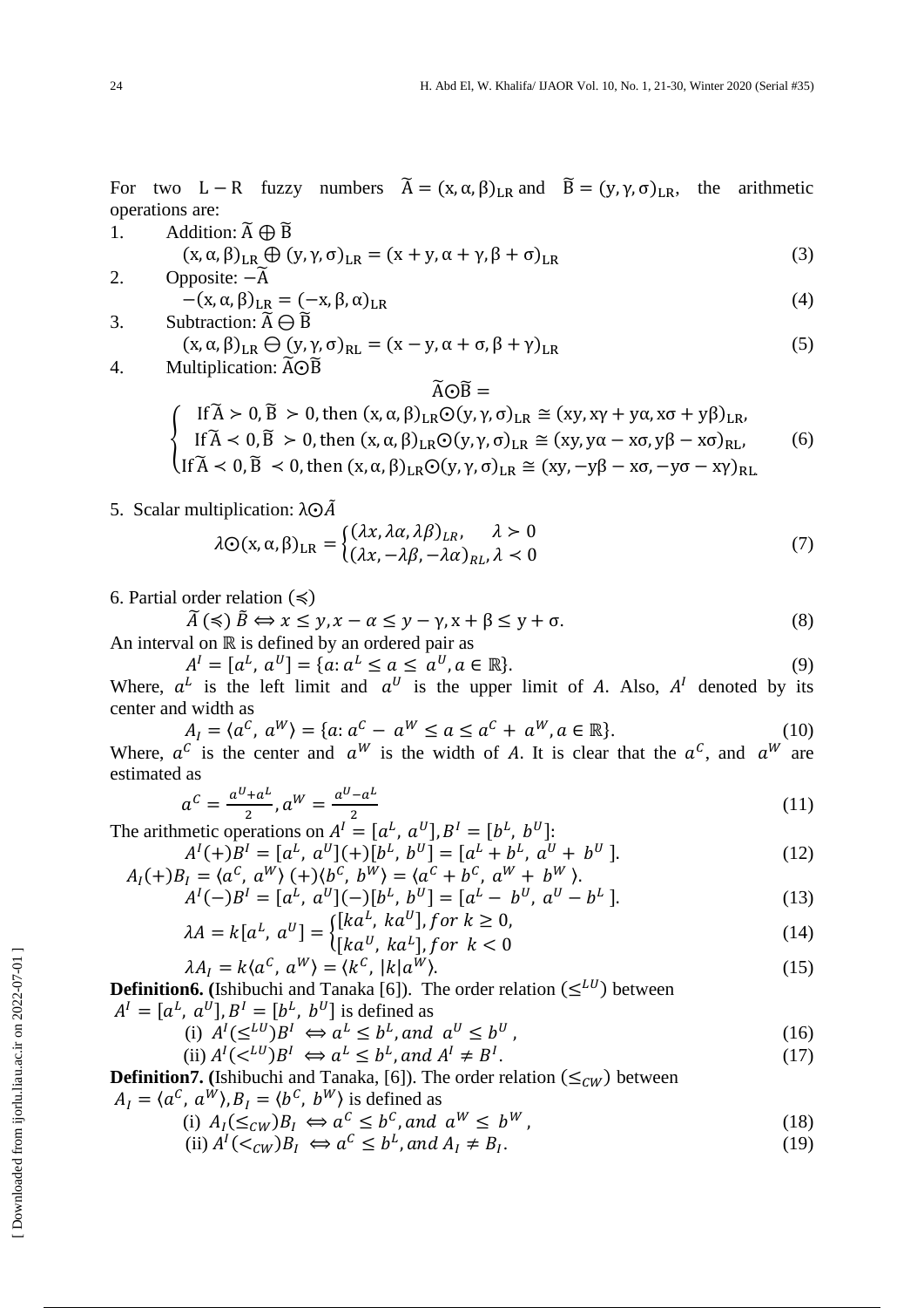For two $L-R$ fuzzy numbers $\widetilde{A} = (x, \alpha, \beta)_{LR}$ and $\widetilde{B} = (y, \gamma, \sigma)_{LR}$, the arithmetic operations are:

1. Addition: $\widetilde{A} \oplus \widetilde{B}$

$$(x, \alpha, \beta)_{LR} \oplus (y, \gamma, \sigma)_{LR} = (x + y, \alpha + \gamma, \beta + \sigma)_{LR} \tag{3}$$

2. Opposite: $-\widetilde{A}$

$$-(x, \alpha, \beta)_{LR} = (-x, \beta, \alpha)_{LR} \tag{4}$$

3. Subtraction: $\widetilde{A} \ominus \widetilde{B}$

$$(x, \alpha, \beta)_{LR} \ominus (y, \gamma, \sigma)_{RL} = (x - y, \alpha + \sigma, \beta + \gamma)_{LR} \tag{5}$$

4. Multiplication: $\widetilde{A} \odot \widetilde{B}$

$$\widetilde{A} \odot \widetilde{B} =$$

$$\begin{cases} \text{If } \widetilde{A} \succ 0, \widetilde{B} \succ 0, \text{then } (x, \alpha, \beta)_{LR} \odot (y, \gamma, \sigma)_{LR} \cong (xy, x\gamma + y\alpha, x\sigma + y\beta)_{LR}, \\ \text{If } \widetilde{A} \prec 0, \widetilde{B} \succ 0, \text{then } (x, \alpha, \beta)_{LR} \odot (y, \gamma, \sigma)_{LR} \cong (xy, y\alpha - x\sigma, y\beta - x\sigma)_{RL}, \\ \text{If } \widetilde{A} \prec 0, \widetilde{B} \prec 0, \text{then } (x, \alpha, \beta)_{LR} \odot (y, \gamma, \sigma)_{LR} \cong (xy, -y\beta - x\sigma, -y\sigma - x\gamma)_{RL.} \end{cases} \tag{6}$$

5. Scalar multiplication: $\lambda \odot \tilde{A}$

$$\lambda \odot (x, \alpha, \beta)_{LR} = \begin{cases} (\lambda x, \lambda \alpha, \lambda \beta)_{LR}, & \lambda \succ 0 \\ (\lambda x, -\lambda \beta, -\lambda \alpha)_{RL}, & \lambda \prec 0 \end{cases} \tag{7}$$

6. Partial order relation $(\preccurlyeq)$

$$\tilde{A} \, (\preccurlyeq) \, \tilde{B} \Leftrightarrow x \leq y, x - \alpha \leq y - \gamma, x + \beta \leq y + \sigma. \tag{8}$$

An interval on $\mathbb{R}$ is defined by an ordered pair as

$$A^I = [a^L, a^U] = \{a : a^L \leq a \leq a^U, a \in \mathbb{R}\}. \tag{9}$$

Where, $a^L$ is the left limit and $a^U$ is the upper limit of $A$. Also, $A^I$ denoted by its center and width as

$$A_I = \langle a^C, a^W \rangle = \{a : a^C - a^W \leq a \leq a^C + a^W, a \in \mathbb{R}\}. \tag{10}$$

Where, $a^C$ is the center and $a^W$ is the width of $A$. It is clear that the $a^C$, and $a^W$ are estimated as

$$a^C = \frac{a^U + a^L}{2}, a^W = \frac{a^U - a^L}{2} \tag{11}$$

The arithmetic operations on $A^I = [a^L, a^U], B^I = [b^L, b^U]$:

$$A^I (+) B^I = [a^L, a^U] (+) [b^L, b^U] = [a^L + b^L, a^U + b^U]. \tag{12}$$

$$A_I (+) B_I = \langle a^C, a^W \rangle (+) \langle b^C, b^W \rangle = \langle a^C + b^C, a^W + b^W \rangle.$$

$$A^I (-) B^I = [a^L, a^U] (-) [b^L, b^U] = [a^L - b^U, a^U - b^L]. \tag{13}$$

$$\lambda A = k[a^L, a^U] = \begin{cases} [ka^L, ka^U], \text{for } k \geq 0, \\ [ka^U, ka^L], \text{for } k < 0 \end{cases} \tag{14}$$

$$\lambda A_I = k \langle a^C, a^W \rangle = \langle k^C, |k| a^W \rangle. \tag{15}$$

**Definition6. (**Ishibuchi and Tanaka [6]). The order relation $(\leq^{LU})$ between $A^I = [a^L, a^U], B^I = [b^L, b^U]$ is defined as

$$\text{(i) } A^I (\leq^{LU}) B^I \Leftrightarrow a^L \leq b^L, \text{and } a^U \leq b^U, \tag{16}$$

$$\text{(ii) } A^I (<^{LU}) B^I \Leftrightarrow a^L \leq b^L, \text{and } A^I \neq B^I. \tag{17}$$

**Definition7. (**Ishibuchi and Tanaka, [6]). The order relation $(\leq_{CW})$ between $A_I = \langle a^C, a^W \rangle, B_I = \langle b^C, b^W \rangle$ is defined as

$$\text{(i) } A_I (\leq_{CW}) B_I \Leftrightarrow a^C \leq b^C, \text{and } a^W \leq b^W, \tag{18}$$

$$\text{(ii) } A^I (<_{CW}) B_I \Leftrightarrow a^C \leq b^L, \text{and } A_I \neq B_I. \tag{19}$$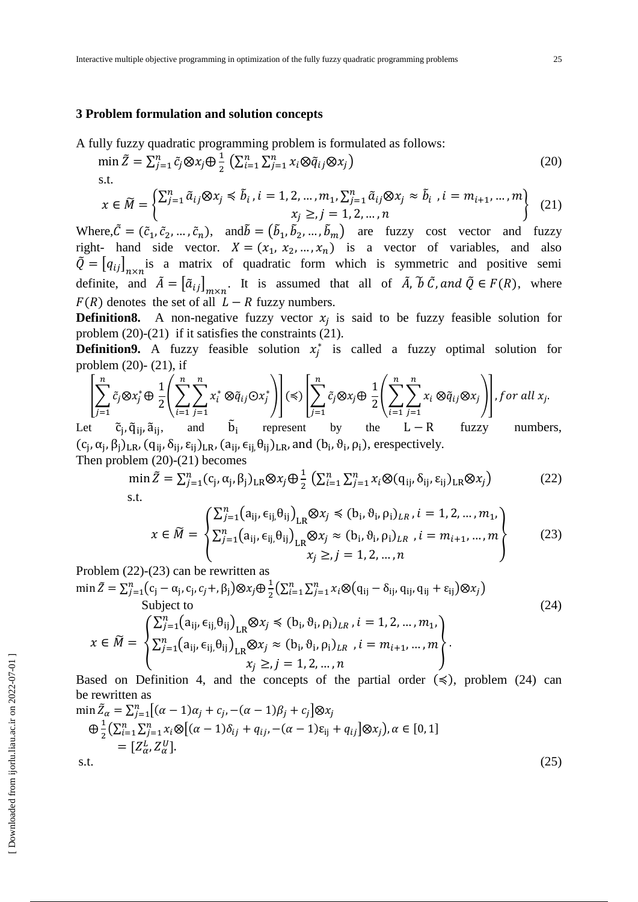## 3 Problem formulation and solution concepts

A fully fuzzy quadratic programming problem is formulated as follows:

$$\min \tilde{Z} = \sum_{j=1}^{n} \tilde{c}_j \otimes x_j \oplus \frac{1}{2}\left(\sum_{i=1}^{n}\sum_{j=1}^{n} x_i \otimes \tilde{q}_{ij} \otimes x_j\right) \tag{20}$$

s.t.

$$x \in \widetilde{M} = \left\{ \begin{matrix} \sum_{j=1}^{n} \tilde{a}_{ij} \otimes x_j \preccurlyeq \tilde{b}_i, i = 1, 2, \dots, m_1, \sum_{j=1}^{n} \tilde{a}_{ij} \otimes x_j \approx \tilde{b}_i, i = m_{i+1}, \dots, m \\ x_j \geq, j = 1, 2, \dots, n \end{matrix} \right\} \tag{21}$$

Where, $\tilde{C} = (\tilde{c}_1, \tilde{c}_2, \dots, \tilde{c}_n)$, and $\tilde{b} = (\tilde{b}_1, \tilde{b}_2, \dots, \tilde{b}_m)$ are fuzzy cost vector and fuzzy right- hand side vector. $X = (x_1, x_2, \dots, x_n)$ is a vector of variables, and also $\tilde{Q} = [q_{ij}]_{n\times n}$ is a matrix of quadratic form which is symmetric and positive semi definite, and $\tilde{A} = [\tilde{a}_{ij}]_{m\times n}$. It is assumed that all of $\tilde{A}, \tilde{b}\, \tilde{C}, and\ \tilde{Q} \in F(R)$, where $F(R)$ denotes the set of all $L - R$ fuzzy numbers.

**Definition8.** A non-negative fuzzy vector $x_j$ is said to be fuzzy feasible solution for problem (20)-(21) if it satisfies the constraints (21).

**Definition9.** A fuzzy feasible solution $x_j^*$ is called a fuzzy optimal solution for problem (20)- (21), if

$$\left[\sum_{j=1}^{n} \tilde{c}_j \otimes x_j^* \oplus \frac{1}{2}\left(\sum_{i=1}^{n}\sum_{j=1}^{n} x_i^* \otimes \tilde{q}_{ij} \odot x_j^*\right)\right] (\preccurlyeq) \left[\sum_{j=1}^{n} \tilde{c}_j \otimes x_j \oplus \frac{1}{2}\left(\sum_{i=1}^{n}\sum_{j=1}^{n} x_i \otimes \tilde{q}_{ij} \otimes x_j\right)\right], for\ all\ x_j.$$

Let $\tilde{c}_j, \tilde{q}_{ij}, \tilde{a}_{ij}$, and $\tilde{b}_i$ represent by the $L - R$ fuzzy numbers, $(c_j, \alpha_j, \beta_j)_{LR}, (q_{ij}, \delta_{ij}, \varepsilon_{ij})_{LR}, (a_{ij}, \epsilon_{ij,} \theta_{ij})_{LR}$, and $(b_i, \vartheta_i, \rho_i)$, erespectively.

Then problem (20)-(21) becomes

$$\min \tilde{Z} = \sum_{j=1}^{n} (c_j, \alpha_j, \beta_j)_{LR} \otimes x_j \oplus \frac{1}{2}\left(\sum_{i=1}^{n}\sum_{j=1}^{n} x_i \otimes (q_{ij}, \delta_{ij}, \varepsilon_{ij})_{LR} \otimes x_j\right) \tag{22}$$

s.t.

$$x \in \widetilde{M} = \left\{ \begin{matrix} \sum_{j=1}^{n} (a_{ij}, \epsilon_{ij,} \theta_{ij})_{LR} \otimes x_j \preccurlyeq (b_i, \vartheta_i, \rho_i)_{LR}, i = 1, 2, \dots, m_1, \\ \sum_{j=1}^{n} (a_{ij}, \epsilon_{ij,} \theta_{ij})_{LR} \otimes x_j \approx (b_i, \vartheta_i, \rho_i)_{LR}, i = m_{i+1}, \dots, m \\ x_j \geq, j = 1, 2, \dots, n \end{matrix} \right\} \tag{23}$$

Problem (22)-(23) can be rewritten as

$$\min \tilde{Z} = \sum_{j=1}^{n} (c_j - \alpha_j, c_j, c_j +, \beta_j) \otimes x_j \oplus \frac{1}{2}\left(\sum_{i=1}^{n}\sum_{j=1}^{n} x_i \otimes (q_{ij} - \delta_{ij}, q_{ij}, q_{ij} + \varepsilon_{ij}) \otimes x_j\right)$$

Subject to (24)

$$x \in \widetilde{M} = \left\{ \begin{matrix} \sum_{j=1}^{n} (a_{ij}, \epsilon_{ij,} \theta_{ij})_{LR} \otimes x_j \preccurlyeq (b_i, \vartheta_i, \rho_i)_{LR}, i = 1, 2, \dots, m_1, \\ \sum_{j=1}^{n} (a_{ij}, \epsilon_{ij,} \theta_{ij})_{LR} \otimes x_j \approx (b_i, \vartheta_i, \rho_i)_{LR}, i = m_{i+1}, \dots, m \\ x_j \geq, j = 1, 2, \dots, n \end{matrix} \right\}.$$

Based on Definition 4, and the concepts of the partial order ($\preccurlyeq$), problem (24) can be rewritten as

$$\min \tilde{Z}_\alpha = \sum_{j=1}^{n} [(\alpha - 1)\alpha_j + c_j, -(\alpha - 1)\beta_j + c_j] \otimes x_j$$
$$\oplus \frac{1}{2}\left(\sum_{i=1}^{n}\sum_{j=1}^{n} x_i \otimes [(\alpha - 1)\delta_{ij} + q_{ij}, -(\alpha - 1)\varepsilon_{ij} + q_{ij}] \otimes x_j\right), \alpha \in [0, 1]$$
$$= [Z_\alpha^L, Z_\alpha^U].$$

s.t. (25)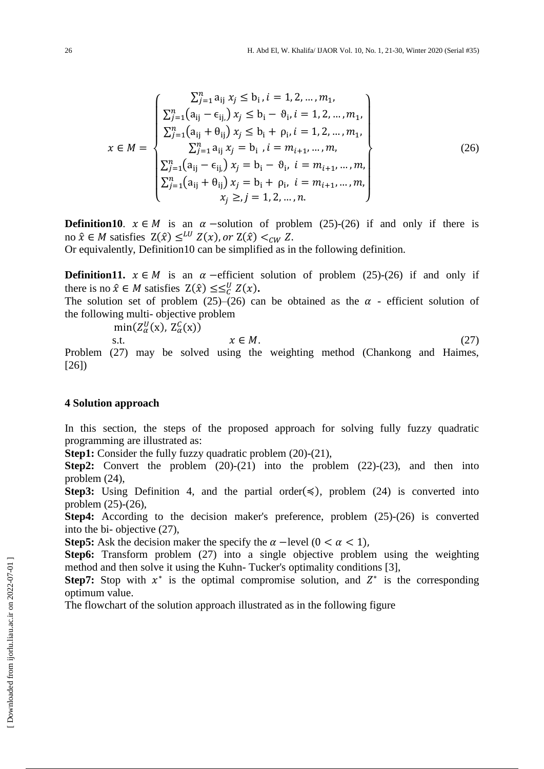$$x \in M = \left\{ \begin{array}{c} \sum_{j=1}^{n} \mathrm{a_{ij}}\, x_j \leq \mathrm{b_i}\,, i = 1, 2, \dots, m_1, \\ \sum_{j=1}^{n} \left(\mathrm{a_{ij}} - \epsilon_{\mathrm{ij},}\right) x_j \leq \mathrm{b_i} - \vartheta_{\mathrm{i}}, i = 1, 2, \dots, m_1, \\ \sum_{j=1}^{n} \left(\mathrm{a_{ij}} + \theta_{\mathrm{ij}}\right) x_j \leq \mathrm{b_i} + \rho_{\mathrm{i}}, i = 1, 2, \dots, m_1, \\ \sum_{j=1}^{n} \mathrm{a_{ij}}\, x_j = \mathrm{b_i}\;, i = m_{i+1}, \dots, m, \\ \sum_{j=1}^{n} \left(\mathrm{a_{ij}} - \epsilon_{\mathrm{ij},}\right) x_j = \mathrm{b_i} - \vartheta_{\mathrm{i}},\; i = m_{i+1}, \dots, m, \\ \sum_{j=1}^{n} \left(\mathrm{a_{ij}} + \theta_{\mathrm{ij}}\right) x_j = \mathrm{b_i} + \rho_{\mathrm{i}},\; i = m_{i+1}, \dots, m, \\ x_j \geq, j = 1, 2, \dots, n. \end{array} \right\} \tag{26}$$

**Definition10**. $x \in M$ is an $\alpha$ −solution of problem (25)-(26) if and only if there is no $\hat{x} \in M$ satisfies $Z(\hat{x}) \leq^{LU} Z(x)$, *or* $Z(\hat{x}) <_{CW} Z$.
Or equivalently, Definition10 can be simplified as in the following definition.

**Definition11.** $x \in M$ is an $\alpha$ −efficient solution of problem (25)-(26) if and only if there is no $\hat{x} \in M$ satisfies $Z(\hat{x}) \leq\leq_{C}^{U} Z(x)$**.**
The solution set of problem (25)–(26) can be obtained as the $\alpha$ - efficient solution of the following multi- objective problem

$$\min(Z_{\alpha}^{U}(\mathrm{x}),\, Z_{\alpha}^{C}(\mathrm{x}))$$
$$\text{s.t.} \qquad x \in M. \tag{27}$$

Problem (27) may be solved using the weighting method (Chankong and Haimes, [26])

## 4 Solution approach

In this section, the steps of the proposed approach for solving fully fuzzy quadratic programming are illustrated as:

**Step1:** Consider the fully fuzzy quadratic problem (20)-(21),

**Step2:** Convert the problem (20)-(21) into the problem (22)-(23), and then into problem (24),

**Step3:** Using Definition 4, and the partial order($\preccurlyeq$), problem (24) is converted into problem (25)-(26),

**Step4:** According to the decision maker's preference, problem (25)-(26) is converted into the bi- objective (27),

**Step5:** Ask the decision maker the specify the $\alpha$ −level $(0 < \alpha < 1)$,

**Step6:** Transform problem (27) into a single objective problem using the weighting method and then solve it using the Kuhn- Tucker's optimality conditions [3],

**Step7:** Stop with $x^{*}$ is the optimal compromise solution, and $Z^{*}$ is the corresponding optimum value.

The flowchart of the solution approach illustrated as in the following figure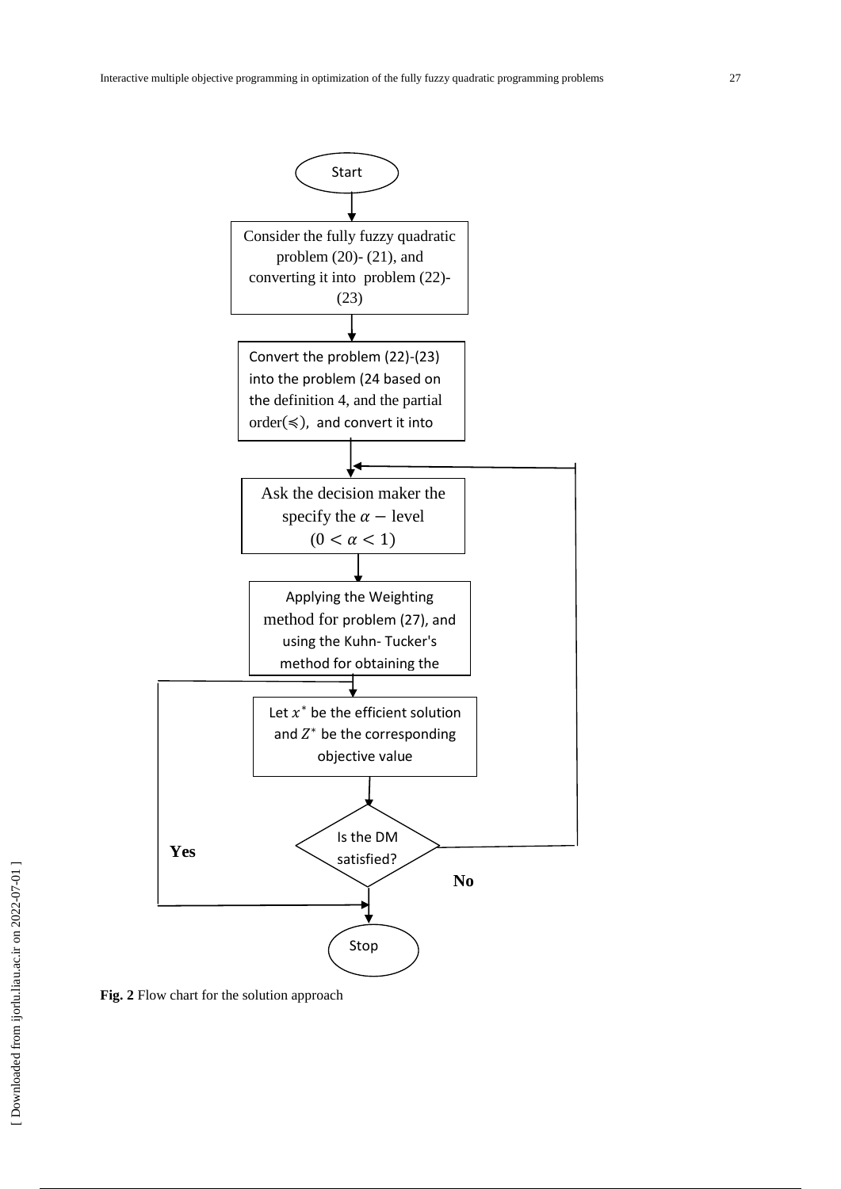Start

Consider the fully fuzzy quadratic problem (20)- (21), and converting it into problem (22)-(23)

Convert the problem (22)-(23) into the problem (24 based on the definition 4, and the partial order($\preccurlyeq$), and convert it into

Ask the decision maker the specify the $\alpha -$ level $(0 < \alpha < 1)$

Applying the Weighting method for problem (27), and using the Kuhn- Tucker's method for obtaining the

Let $x^*$ be the efficient solution and $Z^*$ be the corresponding objective value

Is the DM satisfied?

**Yes**

**No**

Stop

**Fig. 2** Flow chart for the solution approach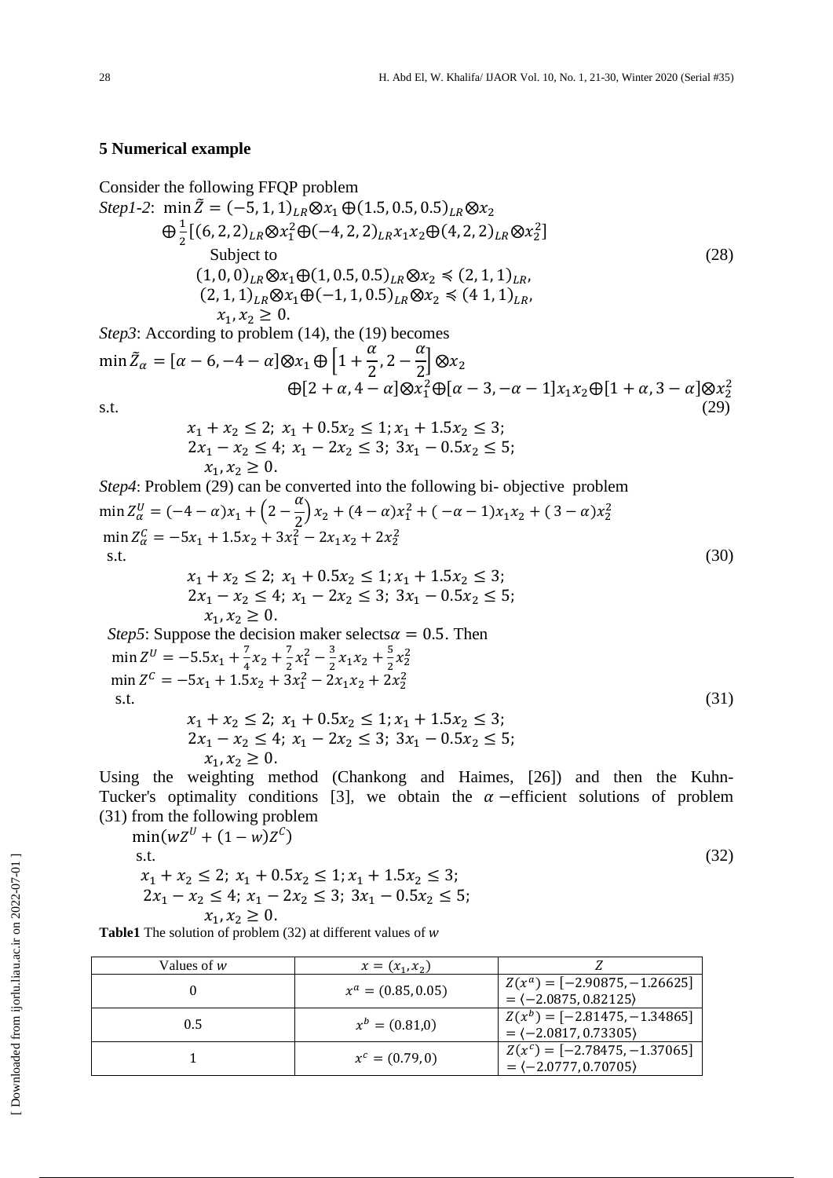## 5 Numerical example

Consider the following FFQP problem

*Step1-2*: $\min \tilde{Z} = (-5, 1, 1)_{LR} \otimes x_1 \oplus (1.5, 0.5, 0.5)_{LR} \otimes x_2$

$$\oplus \frac{1}{2}[(6, 2, 2)_{LR} \otimes x_1^2 \oplus (-4, 2, 2)_{LR} x_1 x_2 \oplus (4, 2, 2)_{LR} \otimes x_2^2]$$

Subject to (28)

$$(1, 0, 0)_{LR} \otimes x_1 \oplus (1, 0.5, 0.5)_{LR} \otimes x_2 \preccurlyeq (2, 1, 1)_{LR},$$
$$(2, 1, 1)_{LR} \otimes x_1 \oplus (-1, 1, 0.5)_{LR} \otimes x_2 \preccurlyeq (4\ 1, 1)_{LR},$$
$$x_1, x_2 \geq 0.$$

*Step3*: According to problem (14), the (19) becomes

$$\min \tilde{Z}_\alpha = [\alpha - 6, -4 - \alpha] \otimes x_1 \oplus \left[1 + \frac{\alpha}{2}, 2 - \frac{\alpha}{2}\right] \otimes x_2$$
$$\oplus [2 + \alpha, 4 - \alpha] \otimes x_1^2 \oplus [\alpha - 3, -\alpha - 1] x_1 x_2 \oplus [1 + \alpha, 3 - \alpha] \otimes x_2^2$$

s.t. (29)

$$x_1 + x_2 \leq 2;\ x_1 + 0.5x_2 \leq 1; x_1 + 1.5x_2 \leq 3;$$
$$2x_1 - x_2 \leq 4;\ x_1 - 2x_2 \leq 3;\ 3x_1 - 0.5x_2 \leq 5;$$
$$x_1, x_2 \geq 0.$$

*Step4*: Problem (29) can be converted into the following bi- objective problem

$$\min Z_\alpha^U = (-4 - \alpha)x_1 + \left(2 - \frac{\alpha}{2}\right)x_2 + (4 - \alpha)x_1^2 + (-\alpha - 1)x_1 x_2 + (3 - \alpha)x_2^2$$
$$\min Z_\alpha^C = -5x_1 + 1.5x_2 + 3x_1^2 - 2x_1 x_2 + 2x_2^2$$

s.t. (30)

$$x_1 + x_2 \leq 2;\ x_1 + 0.5x_2 \leq 1; x_1 + 1.5x_2 \leq 3;$$
$$2x_1 - x_2 \leq 4;\ x_1 - 2x_2 \leq 3;\ 3x_1 - 0.5x_2 \leq 5;$$
$$x_1, x_2 \geq 0.$$

*Step5*: Suppose the decision maker selects $\alpha = 0.5$. Then

$$\min Z^U = -5.5x_1 + \frac{7}{4}x_2 + \frac{7}{2}x_1^2 - \frac{3}{2}x_1 x_2 + \frac{5}{2}x_2^2$$
$$\min Z^C = -5x_1 + 1.5x_2 + 3x_1^2 - 2x_1 x_2 + 2x_2^2$$

s.t. (31)

$$x_1 + x_2 \leq 2;\ x_1 + 0.5x_2 \leq 1; x_1 + 1.5x_2 \leq 3;$$
$$2x_1 - x_2 \leq 4;\ x_1 - 2x_2 \leq 3;\ 3x_1 - 0.5x_2 \leq 5;$$
$$x_1, x_2 \geq 0.$$

Using the weighting method (Chankong and Haimes, [26]) and then the Kuhn-Tucker's optimality conditions [3], we obtain the $\alpha$ −efficient solutions of problem (31) from the following problem

$$\min(wZ^U + (1 - w)Z^C)$$

s.t. (32)

$$x_1 + x_2 \leq 2;\ x_1 + 0.5x_2 \leq 1; x_1 + 1.5x_2 \leq 3;$$
$$2x_1 - x_2 \leq 4;\ x_1 - 2x_2 \leq 3;\ 3x_1 - 0.5x_2 \leq 5;$$
$$x_1, x_2 \geq 0.$$

**Table1** The solution of problem (32) at different values of $w$

| Values of $w$ | $x = (x_1, x_2)$ | $Z$ |
|---|---|---|
| 0 | $x^a = (0.85, 0.05)$ | $Z(x^a) = [-2.90875, -1.26625] = \langle -2.0875, 0.82125 \rangle$ |
| 0.5 | $x^b = (0.81, 0)$ | $Z(x^b) = [-2.81475, -1.34865] = \langle -2.0817, 0.73305 \rangle$ |
| 1 | $x^c = (0.79, 0)$ | $Z(x^c) = [-2.78475, -1.37065] = \langle -2.0777, 0.70705 \rangle$ |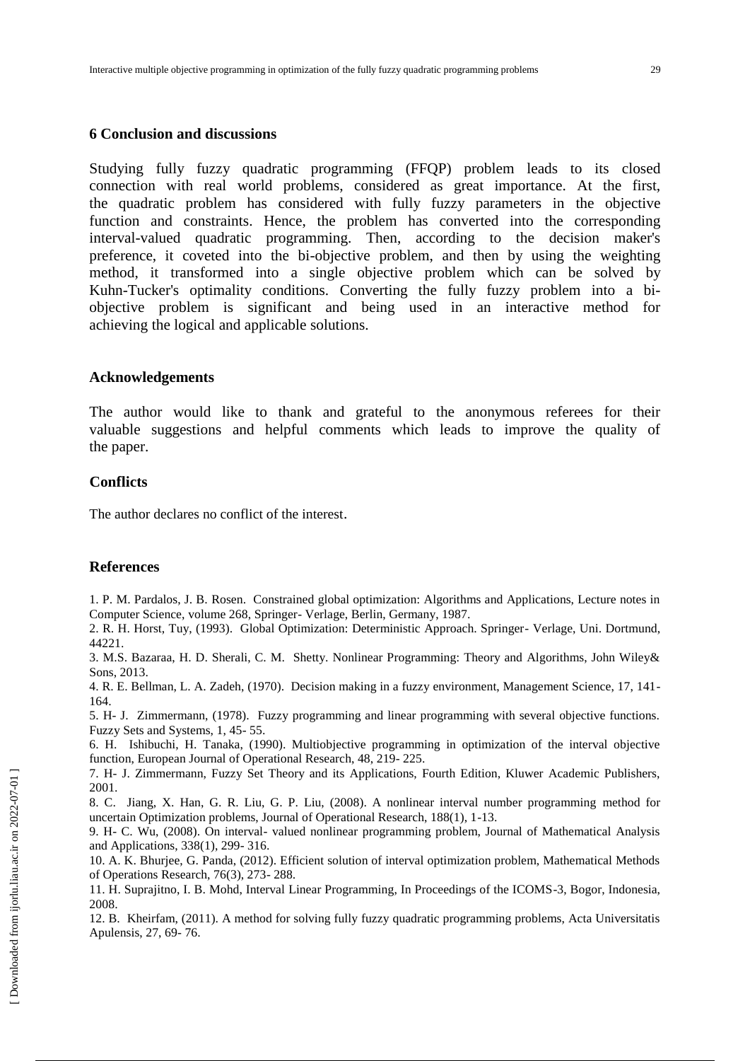## 6 Conclusion and discussions

Studying fully fuzzy quadratic programming (FFQP) problem leads to its closed connection with real world problems, considered as great importance. At the first, the quadratic problem has considered with fully fuzzy parameters in the objective function and constraints. Hence, the problem has converted into the corresponding interval-valued quadratic programming. Then, according to the decision maker's preference, it coveted into the bi-objective problem, and then by using the weighting method, it transformed into a single objective problem which can be solved by Kuhn-Tucker's optimality conditions. Converting the fully fuzzy problem into a bi-objective problem is significant and being used in an interactive method for achieving the logical and applicable solutions.

## Acknowledgements

The author would like to thank and grateful to the anonymous referees for their valuable suggestions and helpful comments which leads to improve the quality of the paper.

## Conflicts

The author declares no conflict of the interest.

## References

1. P. M. Pardalos, J. B. Rosen. Constrained global optimization: Algorithms and Applications, Lecture notes in Computer Science, volume 268, Springer- Verlage, Berlin, Germany, 1987.
2. R. H. Horst, Tuy, (1993). Global Optimization: Deterministic Approach. Springer- Verlage, Uni. Dortmund, 44221.
3. M.S. Bazaraa, H. D. Sherali, C. M. Shetty. Nonlinear Programming: Theory and Algorithms, John Wiley& Sons, 2013.
4. R. E. Bellman, L. A. Zadeh, (1970). Decision making in a fuzzy environment, Management Science, 17, 141-164.
5. H- J. Zimmermann, (1978). Fuzzy programming and linear programming with several objective functions. Fuzzy Sets and Systems, 1, 45- 55.
6. H. Ishibuchi, H. Tanaka, (1990). Multiobjective programming in optimization of the interval objective function, European Journal of Operational Research, 48, 219- 225.
7. H- J. Zimmermann, Fuzzy Set Theory and its Applications, Fourth Edition, Kluwer Academic Publishers, 2001.
8. C. Jiang, X. Han, G. R. Liu, G. P. Liu, (2008). A nonlinear interval number programming method for uncertain Optimization problems, Journal of Operational Research, 188(1), 1-13.
9. H- C. Wu, (2008). On interval- valued nonlinear programming problem, Journal of Mathematical Analysis and Applications, 338(1), 299- 316.
10. A. K. Bhurjee, G. Panda, (2012). Efficient solution of interval optimization problem, Mathematical Methods of Operations Research, 76(3), 273- 288.
11. H. Suprajitno, I. B. Mohd, Interval Linear Programming, In Proceedings of the ICOMS-3, Bogor, Indonesia, 2008.
12. B. Kheirfam, (2011). A method for solving fully fuzzy quadratic programming problems, Acta Universitatis Apulensis, 27, 69- 76.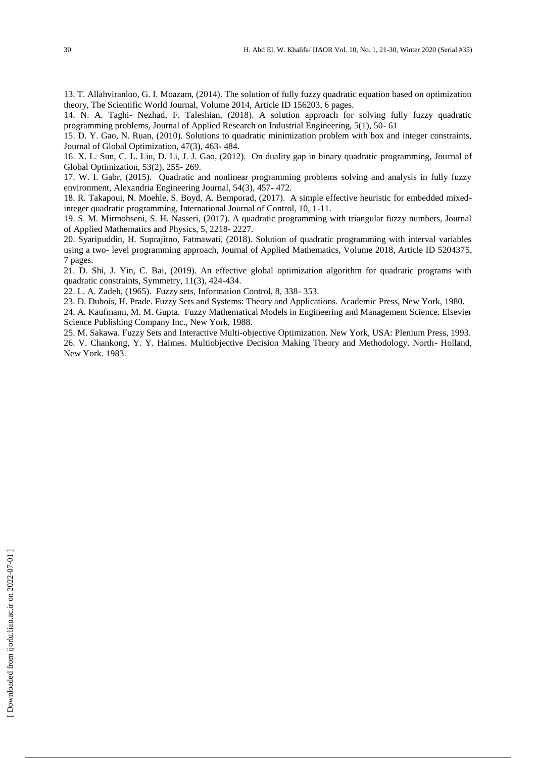13. T. Allahviranloo, G. I. Moazam, (2014). The solution of fully fuzzy quadratic equation based on optimization theory, The Scientific World Journal, Volume 2014, Article ID 156203, 6 pages.

14. N. A. Taghi- Nezhad, F. Taleshian, (2018). A solution approach for solving fully fuzzy quadratic programming problems, Journal of Applied Research on Industrial Engineering, 5(1), 50- 61

15. D. Y. Gao, N. Ruan, (2010). Solutions to quadratic minimization problem with box and integer constraints, Journal of Global Optimization, 47(3), 463- 484.

16. X. L. Sun, C. L. Liu, D. Li, J. J. Gao, (2012). On duality gap in binary quadratic programming, Journal of Global Optimization, 53(2), 255- 269.

17. W. I. Gabr, (2015). Quadratic and nonlinear programming problems solving and analysis in fully fuzzy environment, Alexandria Engineering Journal, 54(3), 457- 472.

18. R. Takapoui, N. Moehle, S. Boyd, A. Bemporad, (2017). A simple effective heuristic for embedded mixed-integer quadratic programming, International Journal of Control, 10, 1-11.

19. S. M. Mirmohseni, S. H. Nasseri, (2017). A quadratic programming with triangular fuzzy numbers, Journal of Applied Mathematics and Physics, 5, 2218- 2227.

20. Syaripuddin, H. Suprajitno, Fatmawati, (2018). Solution of quadratic programming with interval variables using a two- level programming approach, Journal of Applied Mathematics, Volume 2018, Article ID 5204375, 7 pages.

21. D. Shi, J. Yin, C. Bai, (2019). An effective global optimization algorithm for quadratic programs with quadratic constraints, Symmetry, 11(3), 424-434.

22. L. A. Zadeh, (1965). Fuzzy sets, Information Control, 8, 338- 353.

23. D. Dubois, H. Prade. Fuzzy Sets and Systems: Theory and Applications. Academic Press, New York, 1980.

24. A. Kaufmann, M. M. Gupta. Fuzzy Mathematical Models in Engineering and Management Science. Elsevier Science Publishing Company Inc., New York, 1988.

25. M. Sakawa. Fuzzy Sets and Interactive Multi-objective Optimization. New York, USA: Plenium Press, 1993.

26. V. Chankong, Y. Y. Haimes. Multiobjective Decision Making Theory and Methodology. North- Holland, New York. 1983.